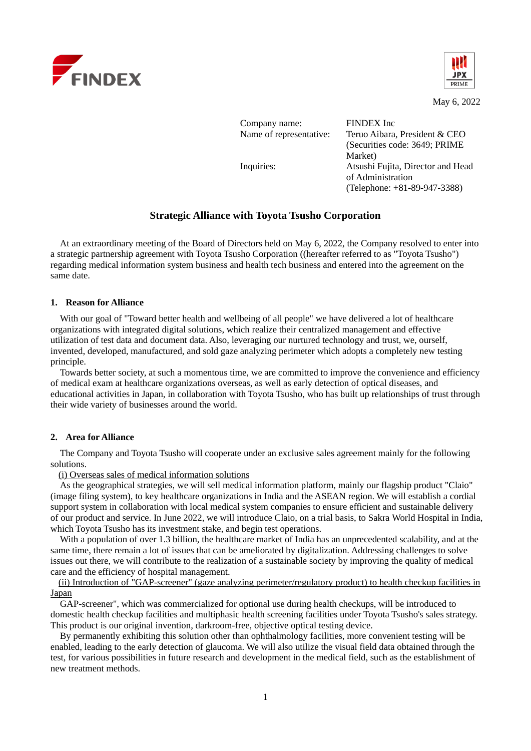FINDEX

May 6, 2022

| | |
|---|---|
| Company name: | FINDEX Inc |
| Name of representative: | Teruo Aibara, President & CEO (Securities code: 3649; PRIME Market) |
| Inquiries: | Atsushi Fujita, Director and Head of Administration (Telephone: +81-89-947-3388) |

# Strategic Alliance with Toyota Tsusho Corporation

At an extraordinary meeting of the Board of Directors held on May 6, 2022, the Company resolved to enter into a strategic partnership agreement with Toyota Tsusho Corporation ((hereafter referred to as "Toyota Tsusho") regarding medical information system business and health tech business and entered into the agreement on the same date.

## 1. Reason for Alliance

With our goal of "Toward better health and wellbeing of all people" we have delivered a lot of healthcare organizations with integrated digital solutions, which realize their centralized management and effective utilization of test data and document data. Also, leveraging our nurtured technology and trust, we, ourself, invented, developed, manufactured, and sold gaze analyzing perimeter which adopts a completely new testing principle.

Towards better society, at such a momentous time, we are committed to improve the convenience and efficiency of medical exam at healthcare organizations overseas, as well as early detection of optical diseases, and educational activities in Japan, in collaboration with Toyota Tsusho, who has built up relationships of trust through their wide variety of businesses around the world.

## 2. Area for Alliance

The Company and Toyota Tsusho will cooperate under an exclusive sales agreement mainly for the following solutions.

(i) Overseas sales of medical information solutions

As the geographical strategies, we will sell medical information platform, mainly our flagship product "Claio" (image filing system), to key healthcare organizations in India and the ASEAN region. We will establish a cordial support system in collaboration with local medical system companies to ensure efficient and sustainable delivery of our product and service. In June 2022, we will introduce Claio, on a trial basis, to Sakra World Hospital in India, which Toyota Tsusho has its investment stake, and begin test operations.

With a population of over 1.3 billion, the healthcare market of India has an unprecedented scalability, and at the same time, there remain a lot of issues that can be ameliorated by digitalization. Addressing challenges to solve issues out there, we will contribute to the realization of a sustainable society by improving the quality of medical care and the efficiency of hospital management.

(ii) Introduction of "GAP-screener" (gaze analyzing perimeter/regulatory product) to health checkup facilities in Japan

GAP-screener", which was commercialized for optional use during health checkups, will be introduced to domestic health checkup facilities and multiphasic health screening facilities under Toyota Tsusho's sales strategy. This product is our original invention, darkroom-free, objective optical testing device.

By permanently exhibiting this solution other than ophthalmology facilities, more convenient testing will be enabled, leading to the early detection of glaucoma. We will also utilize the visual field data obtained through the test, for various possibilities in future research and development in the medical field, such as the establishment of new treatment methods.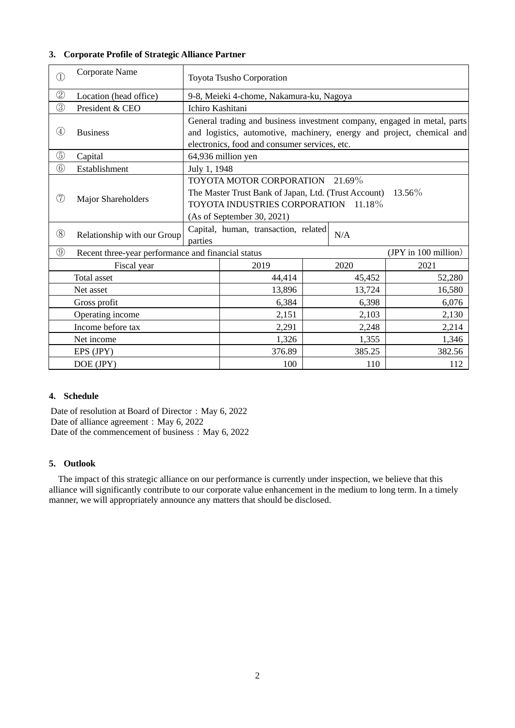### 3. Corporate Profile of Strategic Alliance Partner

| | | | |
|---|---|---|---|
| ① | Corporate Name | Toyota Tsusho Corporation | |
| ② | Location (head office) | 9-8, Meieki 4-chome, Nakamura-ku, Nagoya | |
| ③ | President & CEO | Ichiro Kashitani | |
| ④ | Business | General trading and business investment company, engaged in metal, parts and logistics, automotive, machinery, energy and project, chemical and electronics, food and consumer services, etc. | |
| ⑤ | Capital | 64,936 million yen | |
| ⑥ | Establishment | July 1, 1948 | |
| ⑦ | Major Shareholders | TOYOTA MOTOR CORPORATION 21.69%<br>The Master Trust Bank of Japan, Ltd. (Trust Account) 13.56%<br>TOYOTA INDUSTRIES CORPORATION 11.18%<br>(As of September 30, 2021) | |
| ⑧ | Relationship with our Group | Capital, human, transaction, related parties | N/A |

⑨ Recent three-year performance and financial status (JPY in 100 million)

| Fiscal year | 2019 | 2020 | 2021 |
|---|---|---|---|
| Total asset | 44,414 | 45,452 | 52,280 |
| Net asset | 13,896 | 13,724 | 16,580 |
| Gross profit | 6,384 | 6,398 | 6,076 |
| Operating income | 2,151 | 2,103 | 2,130 |
| Income before tax | 2,291 | 2,248 | 2,214 |
| Net income | 1,326 | 1,355 | 1,346 |
| EPS (JPY) | 376.89 | 385.25 | 382.56 |
| DOE (JPY) | 100 | 110 | 112 |

### 4. Schedule

Date of resolution at Board of Director：May 6, 2022
Date of alliance agreement：May 6, 2022
Date of the commencement of business：May 6, 2022

### 5. Outlook

The impact of this strategic alliance on our performance is currently under inspection, we believe that this alliance will significantly contribute to our corporate value enhancement in the medium to long term. In a timely manner, we will appropriately announce any matters that should be disclosed.